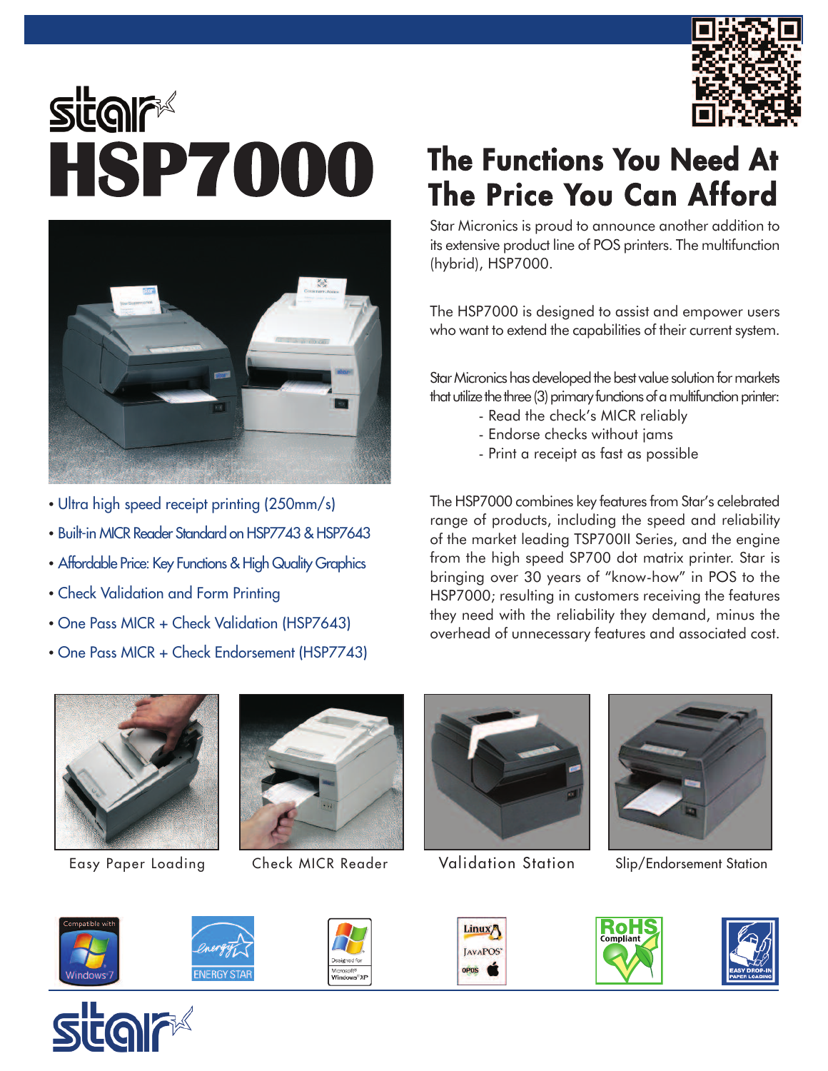# star HSP7000

## The Functions You Need At The Price You Can Afford

Star Micronics is proud to announce another addition to its extensive product line of POS printers. The multifunction (hybrid), HSP7000.

The HSP7000 is designed to assist and empower users who want to extend the capabilities of their current system.

Star Micronics has developed the best value solution for markets that utilize the three (3) primary functions of a multifunction printer:

- Read the check's MICR reliably
- Endorse checks without jams
- Print a receipt as fast as possible

The HSP7000 combines key features from Star's celebrated range of products, including the speed and reliability of the market leading TSP700II Series, and the engine from the high speed SP700 dot matrix printer. Star is bringing over 30 years of "know-how" in POS to the HSP7000; resulting in customers receiving the features they need with the reliability they demand, minus the overhead of unnecessary features and associated cost.

- Ultra high speed receipt printing (250mm/s)
- Built-in MICR Reader Standard on HSP7743 & HSP7643
- Affordable Price: Key Functions & High Quality Graphics
- Check Validation and Form Printing
- One Pass MICR + Check Validation (HSP7643)
- One Pass MICR + Check Endorsement (HSP7743)

Easy Paper Loading

Check MICR Reader

Validation Station

Slip/Endorsement Station

Compatible with Windows 7 · ENERGY STAR · Designed for Microsoft® Windows® XP · Linux · JavaPOS · OPOS · RoHS Compliant · Easy Drop-in Paper Loading

star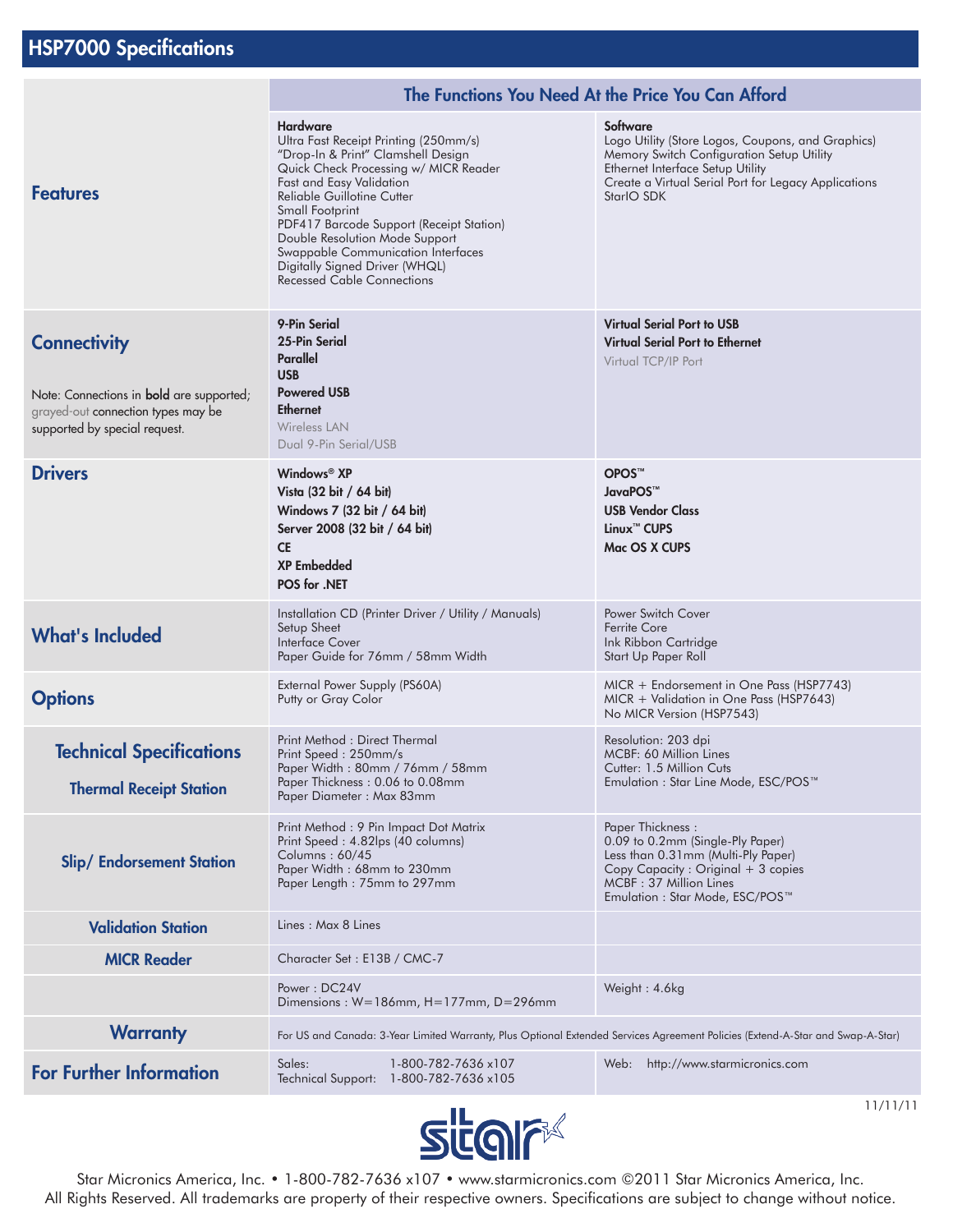# HSP7000 Specifications

| | The Functions You Need At the Price You Can Afford | |
|---|---|---|
| **Features** | **Hardware**<br>Ultra Fast Receipt Printing (250mm/s)<br>"Drop-In & Print" Clamshell Design<br>Quick Check Processing w/ MICR Reader<br>Fast and Easy Validation<br>Reliable Guillotine Cutter<br>Small Footprint<br>PDF417 Barcode Support (Receipt Station)<br>Double Resolution Mode Support<br>Swappable Communication Interfaces<br>Digitally Signed Driver (WHQL)<br>Recessed Cable Connections | **Software**<br>Logo Utility (Store Logos, Coupons, and Graphics)<br>Memory Switch Configuration Setup Utility<br>Ethernet Interface Setup Utility<br>Create a Virtual Serial Port for Legacy Applications<br>StarIO SDK |
| **Connectivity**<br><br>Note: Connections in **bold** are supported; grayed-out connection types may be supported by special request. | **9-Pin Serial**<br>**25-Pin Serial**<br>**Parallel**<br>**USB**<br>**Powered USB**<br>**Ethernet**<br>Wireless LAN<br>Dual 9-Pin Serial/USB | **Virtual Serial Port to USB**<br>**Virtual Serial Port to Ethernet**<br>Virtual TCP/IP Port |
| **Drivers** | **Windows® XP**<br>**Vista (32 bit / 64 bit)**<br>**Windows 7 (32 bit / 64 bit)**<br>**Server 2008 (32 bit / 64 bit)**<br>**CE**<br>**XP Embedded**<br>**POS for .NET** | **OPOS™**<br>**JavaPOS™**<br>**USB Vendor Class**<br>**Linux™ CUPS**<br>**Mac OS X CUPS** |
| **What's Included** | Installation CD (Printer Driver / Utility / Manuals)<br>Setup Sheet<br>Interface Cover<br>Paper Guide for 76mm / 58mm Width | Power Switch Cover<br>Ferrite Core<br>Ink Ribbon Cartridge<br>Start Up Paper Roll |
| **Options** | External Power Supply (PS60A)<br>Putty or Gray Color | MICR + Endorsement in One Pass (HSP7743)<br>MICR + Validation in One Pass (HSP7643)<br>No MICR Version (HSP7543) |
| **Technical Specifications**<br>**Thermal Receipt Station** | Print Method : Direct Thermal<br>Print Speed : 250mm/s<br>Paper Width : 80mm / 76mm / 58mm<br>Paper Thickness : 0.06 to 0.08mm<br>Paper Diameter : Max 83mm | Resolution: 203 dpi<br>MCBF: 60 Million Lines<br>Cutter: 1.5 Million Cuts<br>Emulation : Star Line Mode, ESC/POS™ |
| **Slip/ Endorsement Station** | Print Method : 9 Pin Impact Dot Matrix<br>Print Speed : 4.82lps (40 columns)<br>Columns : 60/45<br>Paper Width : 68mm to 230mm<br>Paper Length : 75mm to 297mm | Paper Thickness :<br>0.09 to 0.2mm (Single-Ply Paper)<br>Less than 0.31mm (Multi-Ply Paper)<br>Copy Capacity : Original + 3 copies<br>MCBF : 37 Million Lines<br>Emulation : Star Mode, ESC/POS™ |
| **Validation Station** | Lines : Max 8 Lines | |
| **MICR Reader** | Character Set : E13B / CMC-7 | |
| | Power : DC24V<br>Dimensions : W=186mm, H=177mm, D=296mm | Weight : 4.6kg |
| **Warranty** | For US and Canada: 3-Year Limited Warranty, Plus Optional Extended Services Agreement Policies (Extend-A-Star and Swap-A-Star) | |
| **For Further Information** | Sales: 1-800-782-7636 x107<br>Technical Support: 1-800-782-7636 x105 | Web: http://www.starmicronics.com |

11/11/11

star

Star Micronics America, Inc. • 1-800-782-7636 x107 • www.starmicronics.com ©2011 Star Micronics America, Inc. All Rights Reserved. All trademarks are property of their respective owners. Specifications are subject to change without notice.